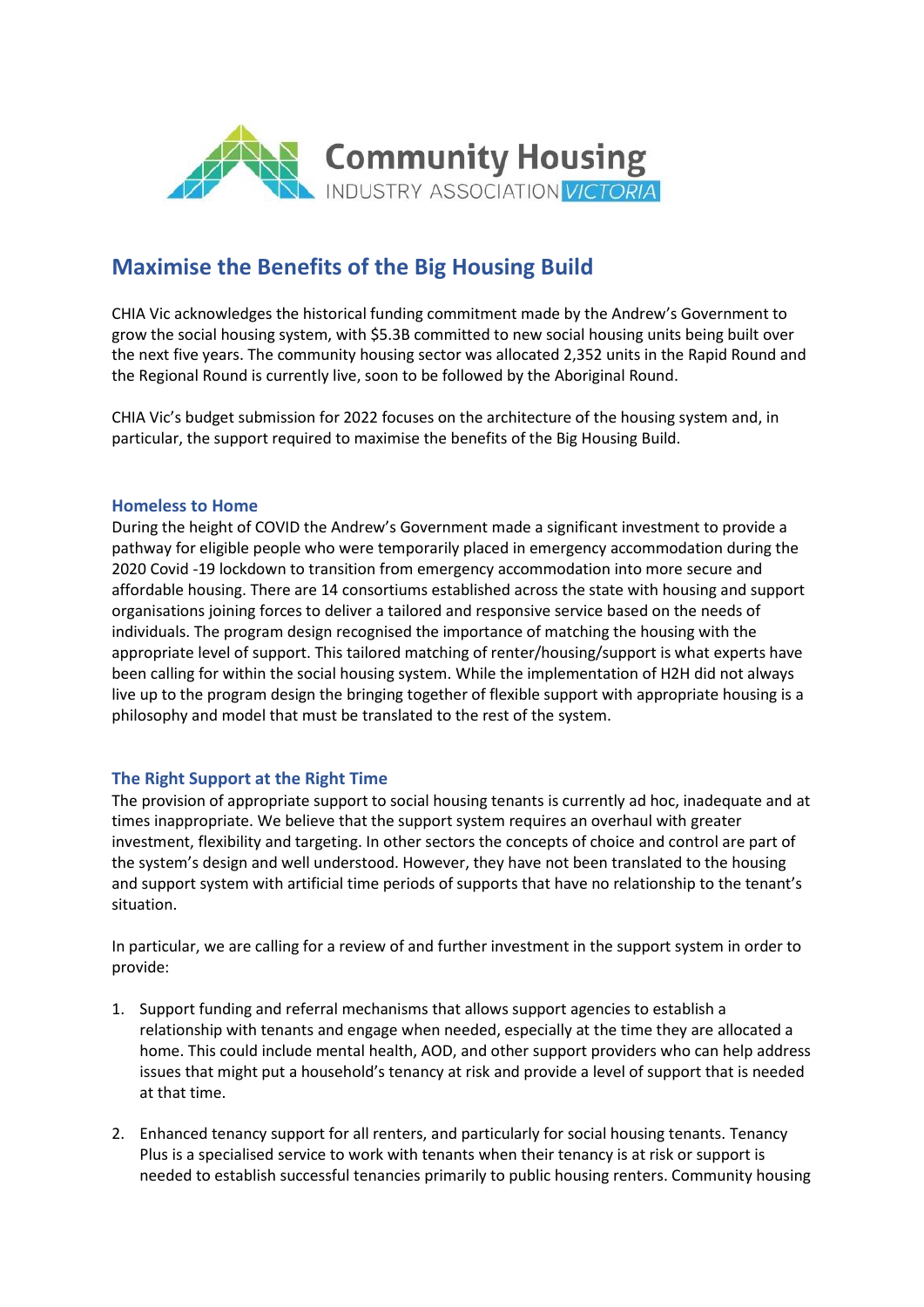Community Housing INDUSTRY ASSOCIATION VICTORIA

# Maximise the Benefits of the Big Housing Build

CHIA Vic acknowledges the historical funding commitment made by the Andrew's Government to grow the social housing system, with $5.3B committed to new social housing units being built over the next five years. The community housing sector was allocated 2,352 units in the Rapid Round and the Regional Round is currently live, soon to be followed by the Aboriginal Round.

CHIA Vic's budget submission for 2022 focuses on the architecture of the housing system and, in particular, the support required to maximise the benefits of the Big Housing Build.

## Homeless to Home

During the height of COVID the Andrew's Government made a significant investment to provide a pathway for eligible people who were temporarily placed in emergency accommodation during the 2020 Covid -19 lockdown to transition from emergency accommodation into more secure and affordable housing. There are 14 consortiums established across the state with housing and support organisations joining forces to deliver a tailored and responsive service based on the needs of individuals. The program design recognised the importance of matching the housing with the appropriate level of support. This tailored matching of renter/housing/support is what experts have been calling for within the social housing system. While the implementation of H2H did not always live up to the program design the bringing together of flexible support with appropriate housing is a philosophy and model that must be translated to the rest of the system.

## The Right Support at the Right Time

The provision of appropriate support to social housing tenants is currently ad hoc, inadequate and at times inappropriate. We believe that the support system requires an overhaul with greater investment, flexibility and targeting. In other sectors the concepts of choice and control are part of the system's design and well understood. However, they have not been translated to the housing and support system with artificial time periods of supports that have no relationship to the tenant's situation.

In particular, we are calling for a review of and further investment in the support system in order to provide:

1. Support funding and referral mechanisms that allows support agencies to establish a relationship with tenants and engage when needed, especially at the time they are allocated a home. This could include mental health, AOD, and other support providers who can help address issues that might put a household's tenancy at risk and provide a level of support that is needed at that time.

2. Enhanced tenancy support for all renters, and particularly for social housing tenants. Tenancy Plus is a specialised service to work with tenants when their tenancy is at risk or support is needed to establish successful tenancies primarily to public housing renters. Community housing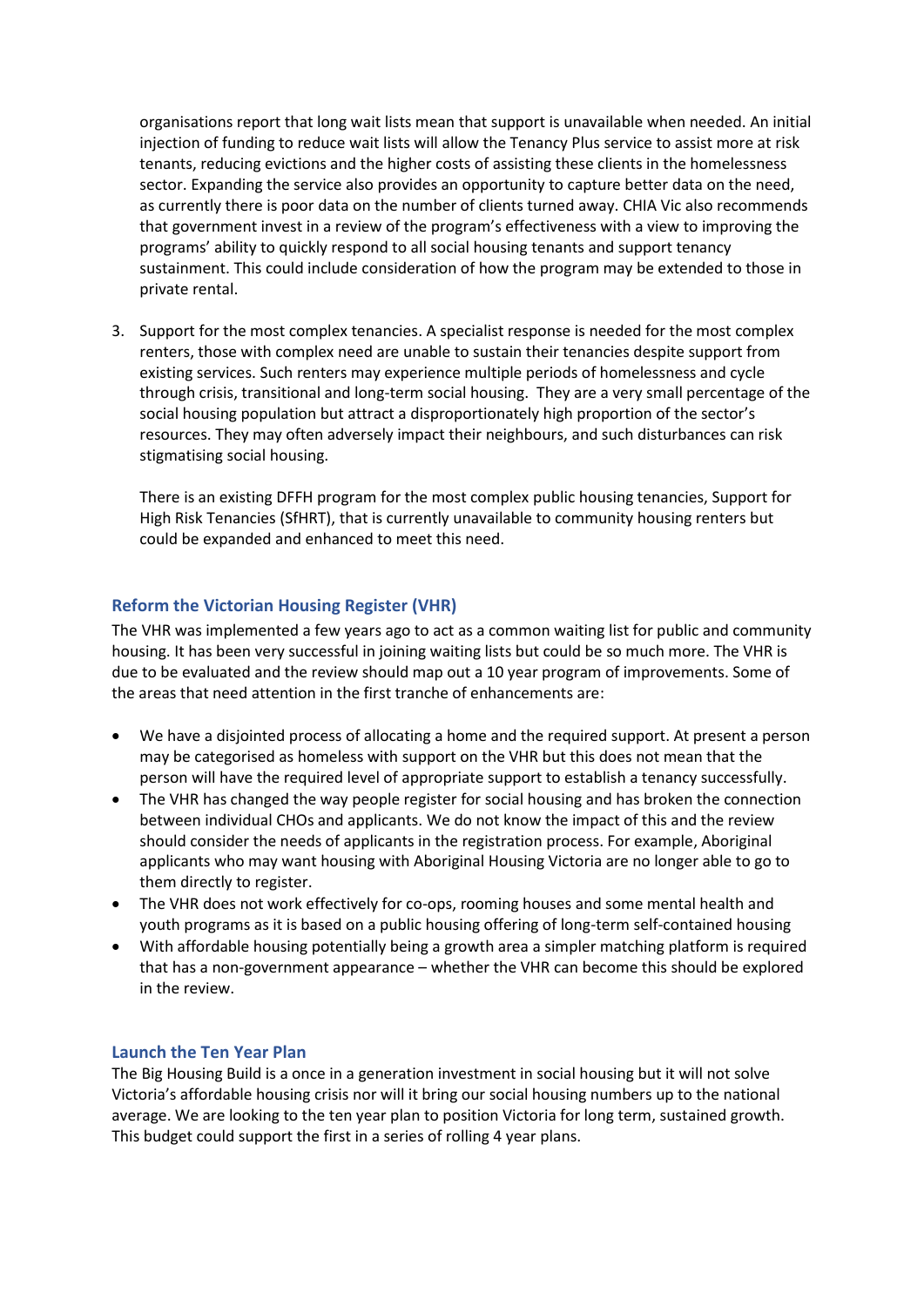organisations report that long wait lists mean that support is unavailable when needed. An initial injection of funding to reduce wait lists will allow the Tenancy Plus service to assist more at risk tenants, reducing evictions and the higher costs of assisting these clients in the homelessness sector. Expanding the service also provides an opportunity to capture better data on the need, as currently there is poor data on the number of clients turned away. CHIA Vic also recommends that government invest in a review of the program's effectiveness with a view to improving the programs' ability to quickly respond to all social housing tenants and support tenancy sustainment. This could include consideration of how the program may be extended to those in private rental.

3. Support for the most complex tenancies. A specialist response is needed for the most complex renters, those with complex need are unable to sustain their tenancies despite support from existing services. Such renters may experience multiple periods of homelessness and cycle through crisis, transitional and long-term social housing. They are a very small percentage of the social housing population but attract a disproportionately high proportion of the sector's resources. They may often adversely impact their neighbours, and such disturbances can risk stigmatising social housing.

   There is an existing DFFH program for the most complex public housing tenancies, Support for High Risk Tenancies (SfHRT), that is currently unavailable to community housing renters but could be expanded and enhanced to meet this need.

### Reform the Victorian Housing Register (VHR)

The VHR was implemented a few years ago to act as a common waiting list for public and community housing. It has been very successful in joining waiting lists but could be so much more. The VHR is due to be evaluated and the review should map out a 10 year program of improvements. Some of the areas that need attention in the first tranche of enhancements are:

- We have a disjointed process of allocating a home and the required support. At present a person may be categorised as homeless with support on the VHR but this does not mean that the person will have the required level of appropriate support to establish a tenancy successfully.
- The VHR has changed the way people register for social housing and has broken the connection between individual CHOs and applicants. We do not know the impact of this and the review should consider the needs of applicants in the registration process. For example, Aboriginal applicants who may want housing with Aboriginal Housing Victoria are no longer able to go to them directly to register.
- The VHR does not work effectively for co-ops, rooming houses and some mental health and youth programs as it is based on a public housing offering of long-term self-contained housing
- With affordable housing potentially being a growth area a simpler matching platform is required that has a non-government appearance – whether the VHR can become this should be explored in the review.

### Launch the Ten Year Plan

The Big Housing Build is a once in a generation investment in social housing but it will not solve Victoria's affordable housing crisis nor will it bring our social housing numbers up to the national average. We are looking to the ten year plan to position Victoria for long term, sustained growth. This budget could support the first in a series of rolling 4 year plans.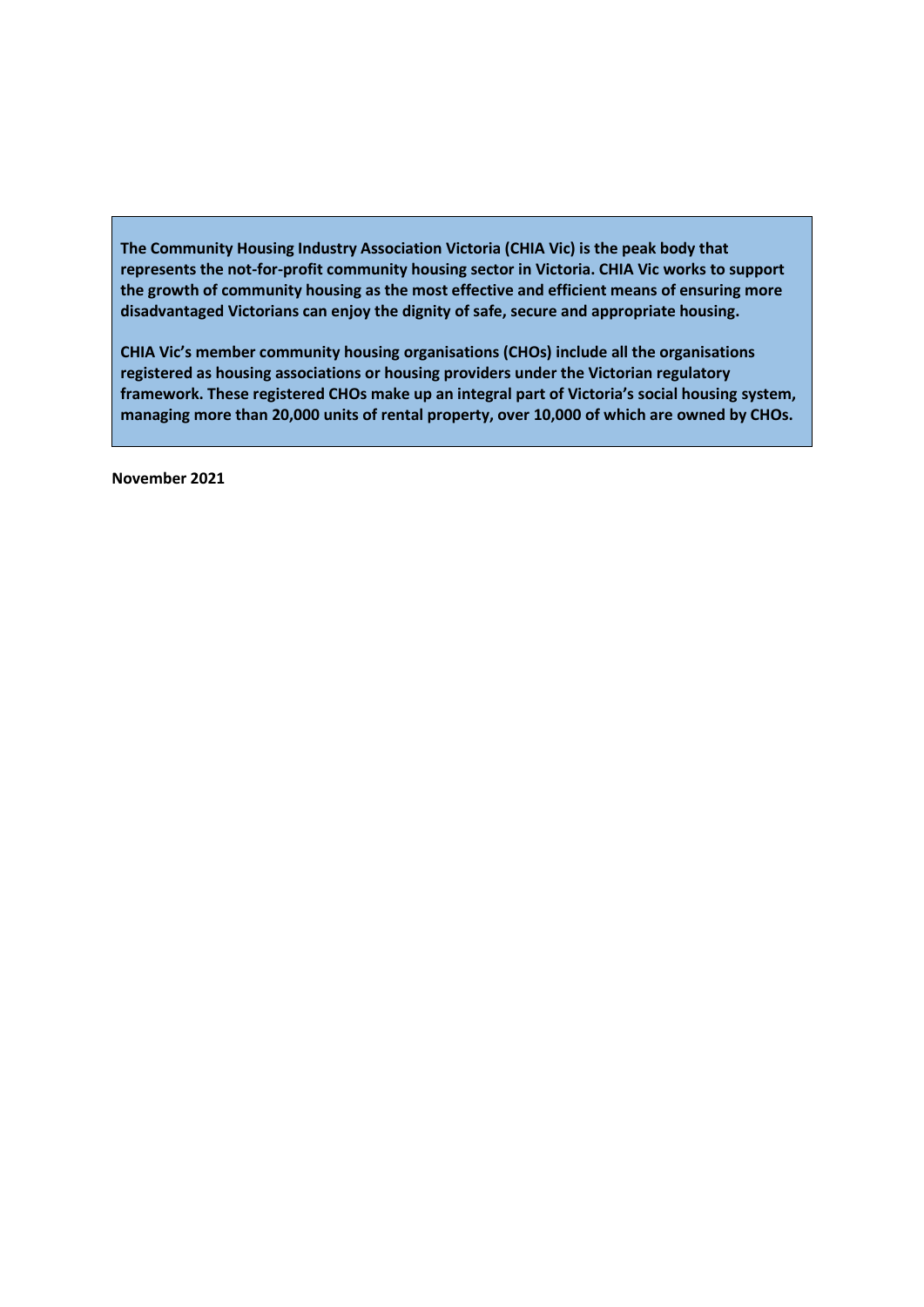**The Community Housing Industry Association Victoria (CHIA Vic) is the peak body that represents the not-for-profit community housing sector in Victoria. CHIA Vic works to support the growth of community housing as the most effective and efficient means of ensuring more disadvantaged Victorians can enjoy the dignity of safe, secure and appropriate housing.**

**CHIA Vic's member community housing organisations (CHOs) include all the organisations registered as housing associations or housing providers under the Victorian regulatory framework. These registered CHOs make up an integral part of Victoria's social housing system, managing more than 20,000 units of rental property, over 10,000 of which are owned by CHOs.**

**November 2021**